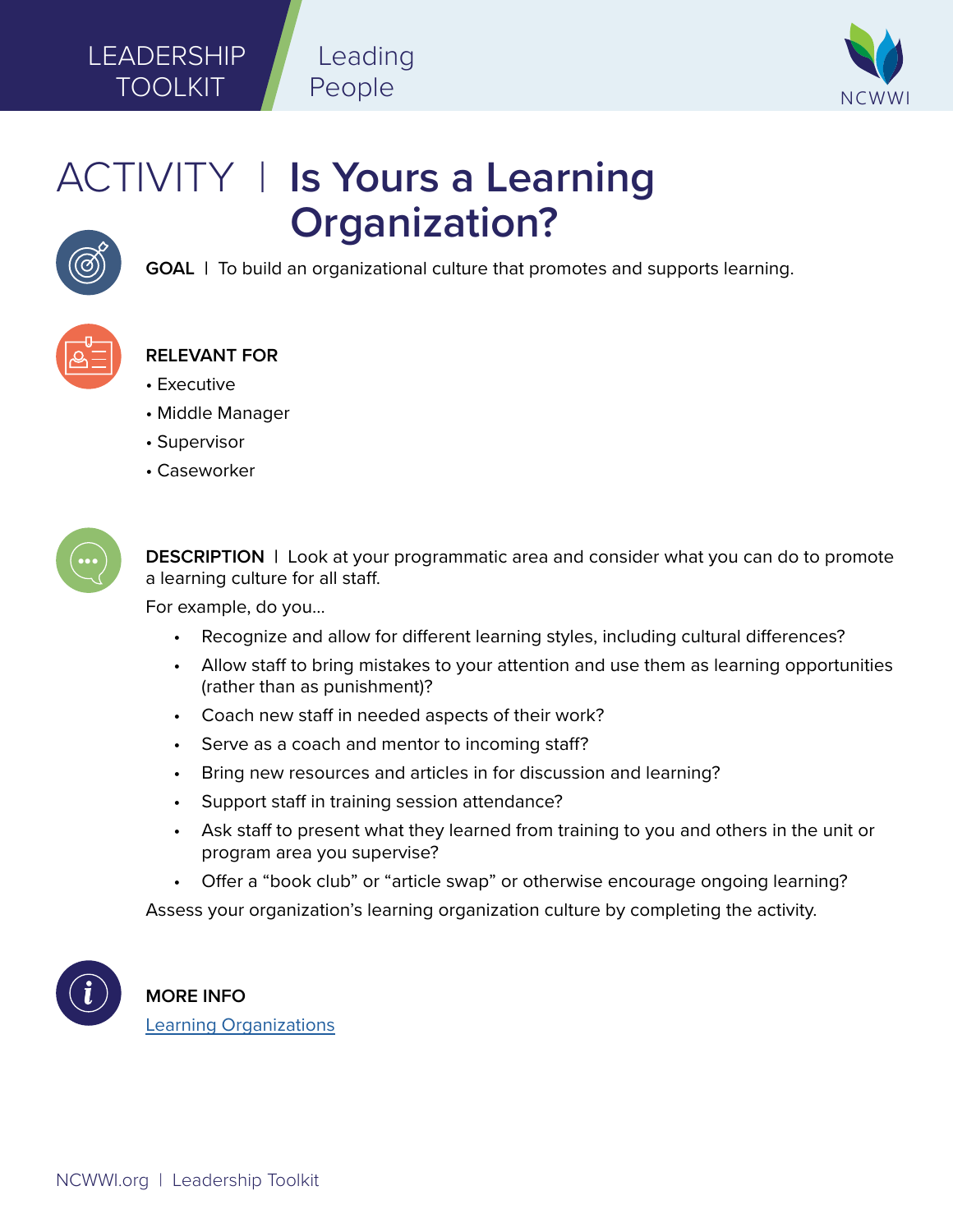LEADERSHIP TOOLKIT | Leading People

# ACTIVITY | Is Yours a Learning Organization?

**GOAL** | To build an organizational culture that promotes and supports learning.

**RELEVANT FOR**

- Executive
- Middle Manager
- Supervisor
- Caseworker

**DESCRIPTION** | Look at your programmatic area and consider what you can do to promote a learning culture for all staff.

For example, do you...

- Recognize and allow for different learning styles, including cultural differences?
- Allow staff to bring mistakes to your attention and use them as learning opportunities (rather than as punishment)?
- Coach new staff in needed aspects of their work?
- Serve as a coach and mentor to incoming staff?
- Bring new resources and articles in for discussion and learning?
- Support staff in training session attendance?
- Ask staff to present what they learned from training to you and others in the unit or program area you supervise?
- Offer a "book club" or "article swap" or otherwise encourage ongoing learning?

Assess your organization's learning organization culture by completing the activity.

**MORE INFO**

Learning Organizations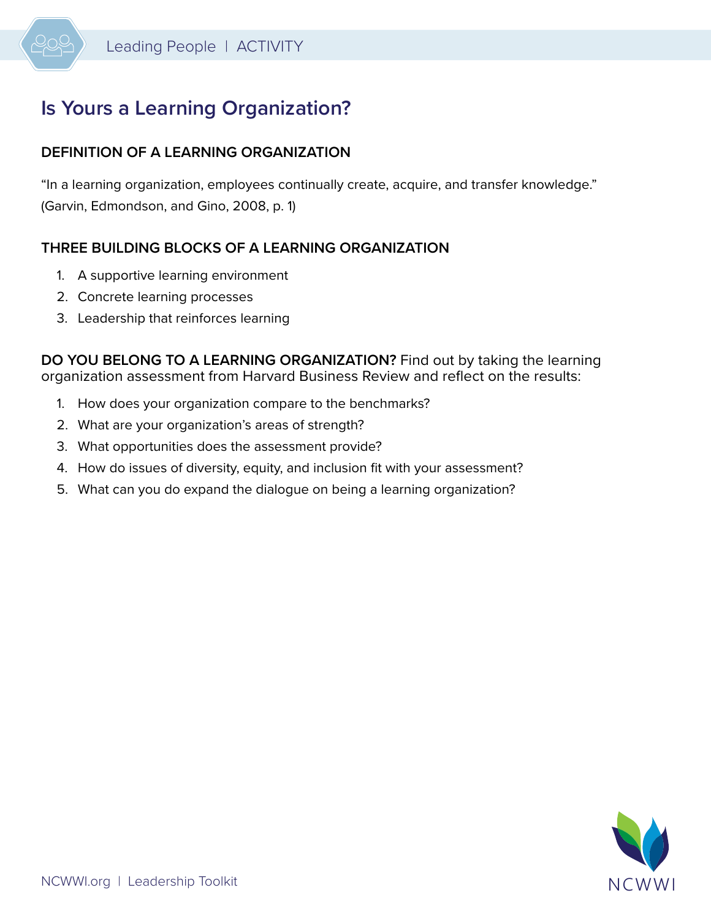# Is Yours a Learning Organization?

## DEFINITION OF A LEARNING ORGANIZATION

"In a learning organization, employees continually create, acquire, and transfer knowledge." (Garvin, Edmondson, and Gino, 2008, p. 1)

## THREE BUILDING BLOCKS OF A LEARNING ORGANIZATION

1. A supportive learning environment
2. Concrete learning processes
3. Leadership that reinforces learning

**DO YOU BELONG TO A LEARNING ORGANIZATION?** Find out by taking the learning organization assessment from Harvard Business Review and reflect on the results:

1. How does your organization compare to the benchmarks?
2. What are your organization's areas of strength?
3. What opportunities does the assessment provide?
4. How do issues of diversity, equity, and inclusion fit with your assessment?
5. What can you do expand the dialogue on being a learning organization?